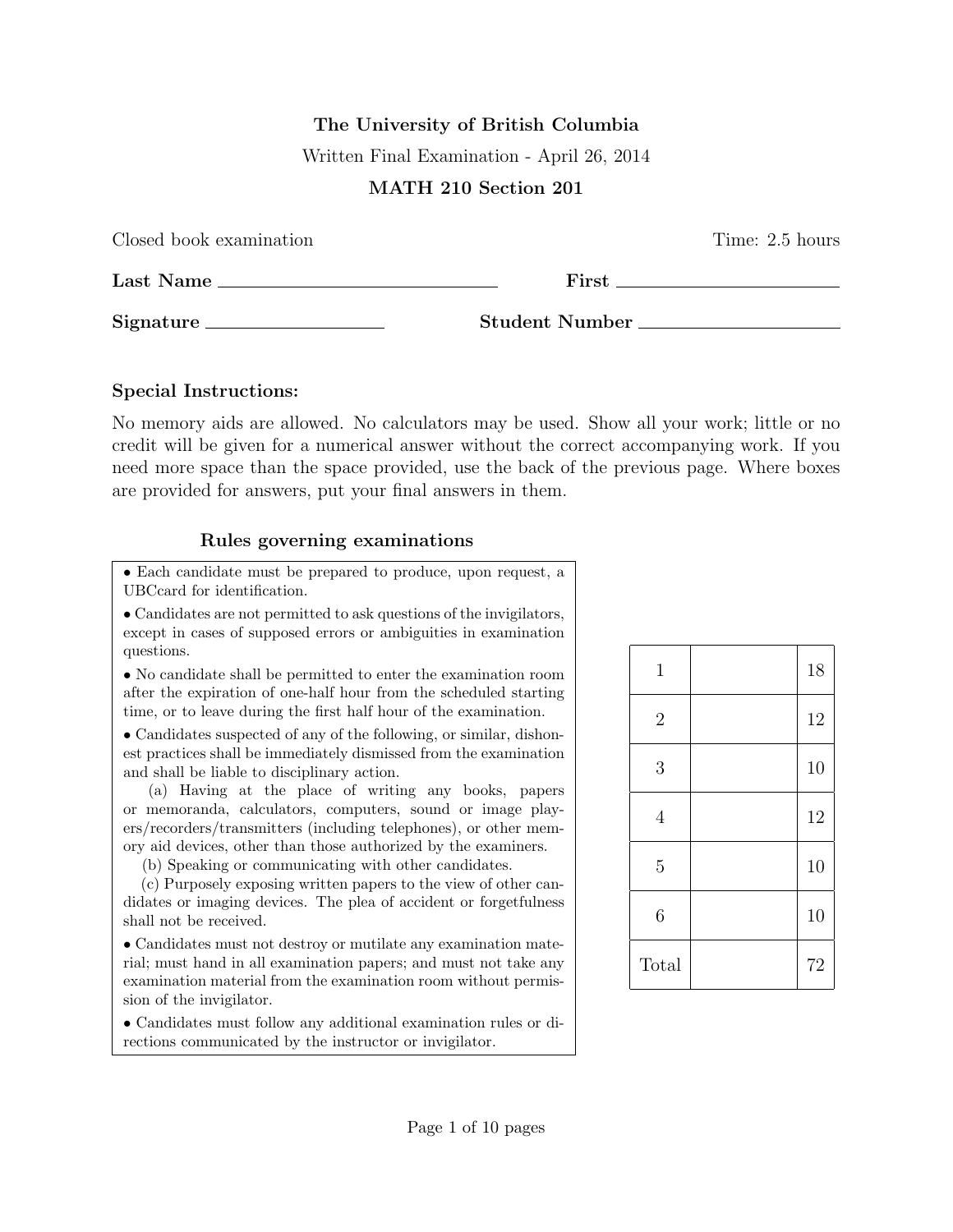**The University of British Columbia**

Written Final Examination - April 26, 2014

**MATH 210 Section 201**

Closed book examination Time: 2.5 hours

**Last Name** \_\_\_\_\_\_\_\_\_\_\_\_\_\_\_\_\_\_\_\_ **First** \_\_\_\_\_\_\_\_\_\_\_\_\_\_\_\_\_\_\_\_

**Signature** \_\_\_\_\_\_\_\_\_\_\_\_\_\_\_\_ **Student Number** \_\_\_\_\_\_\_\_\_\_\_\_\_\_\_\_\_\_\_\_

### Special Instructions:

No memory aids are allowed. No calculators may be used. Show all your work; little or no credit will be given for a numerical answer without the correct accompanying work. If you need more space than the space provided, use the back of the previous page. Where boxes are provided for answers, put your final answers in them.

### Rules governing examinations

- Each candidate must be prepared to produce, upon request, a UBCcard for identification.
- Candidates are not permitted to ask questions of the invigilators, except in cases of supposed errors or ambiguities in examination questions.
- No candidate shall be permitted to enter the examination room after the expiration of one-half hour from the scheduled starting time, or to leave during the first half hour of the examination.
- Candidates suspected of any of the following, or similar, dishonest practices shall be immediately dismissed from the examination and shall be liable to disciplinary action.
  - (a) Having at the place of writing any books, papers or memoranda, calculators, computers, sound or image players/recorders/transmitters (including telephones), or other memory aid devices, other than those authorized by the examiners.
  - (b) Speaking or communicating with other candidates.
  - (c) Purposely exposing written papers to the view of other candidates or imaging devices. The plea of accident or forgetfulness shall not be received.
- Candidates must not destroy or mutilate any examination material; must hand in all examination papers; and must not take any examination material from the examination room without permission of the invigilator.
- Candidates must follow any additional examination rules or directions communicated by the instructor or invigilator.

| Question | Score | Max |
|---|---|---|
| 1 | | 18 |
| 2 | | 12 |
| 3 | | 10 |
| 4 | | 12 |
| 5 | | 10 |
| 6 | | 10 |
| Total | | 72 |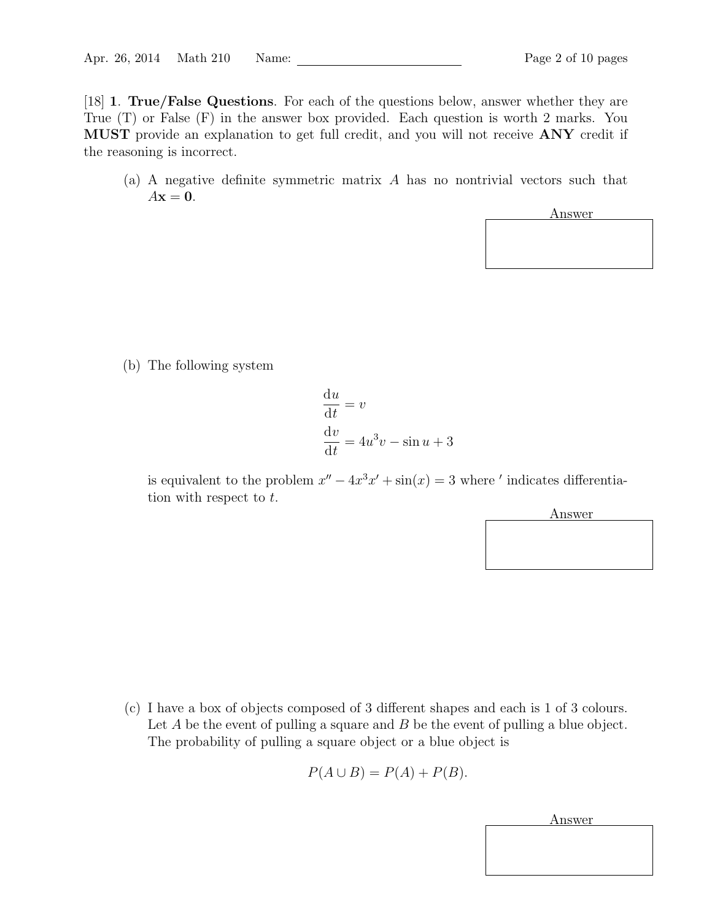[18] **1**. **True/False Questions**. For each of the questions below, answer whether they are True (T) or False (F) in the answer box provided. Each question is worth 2 marks. You **MUST** provide an explanation to get full credit, and you will not receive **ANY** credit if the reasoning is incorrect.

(a) A negative definite symmetric matrix $A$ has no nontrivial vectors such that $A\mathbf{x} = \mathbf{0}$.

Answer

(b) The following system

$$\frac{\mathrm{d}u}{\mathrm{d}t} = v$$

$$\frac{\mathrm{d}v}{\mathrm{d}t} = 4u^3 v - \sin u + 3$$

is equivalent to the problem $x'' - 4x^3 x' + \sin(x) = 3$ where $'$ indicates differentiation with respect to $t$.

Answer

(c) I have a box of objects composed of 3 different shapes and each is 1 of 3 colours. Let $A$ be the event of pulling a square and $B$ be the event of pulling a blue object. The probability of pulling a square object or a blue object is

$$P(A \cup B) = P(A) + P(B).$$

Answer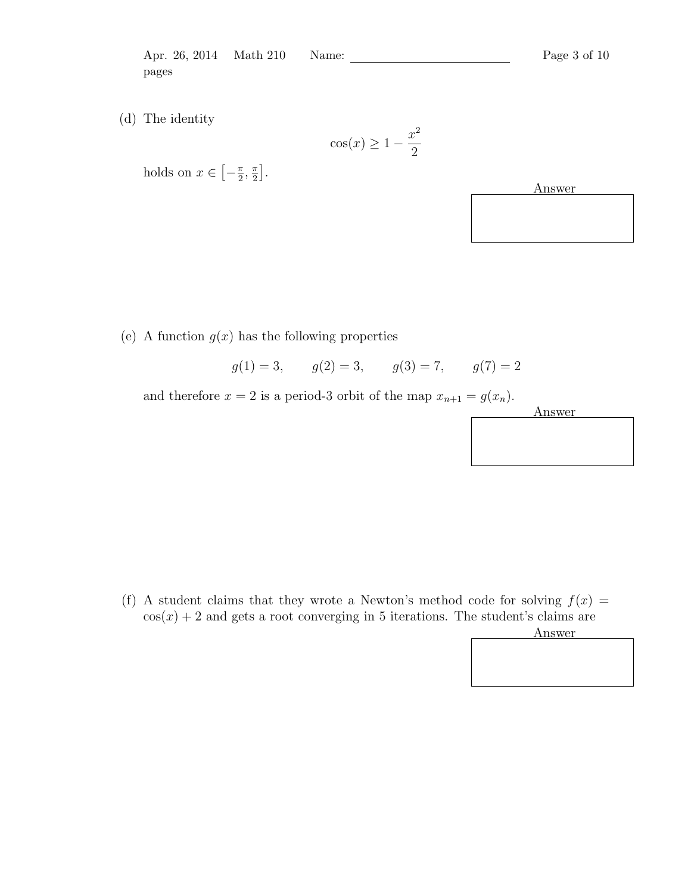(d) The identity

$$\cos(x) \geq 1 - \frac{x^2}{2}$$

holds on $x \in \left[-\frac{\pi}{2}, \frac{\pi}{2}\right]$.

Answer

(e) A function $g(x)$ has the following properties

$$g(1) = 3, \qquad g(2) = 3, \qquad g(3) = 7, \qquad g(7) = 2$$

and therefore $x = 2$ is a period-3 orbit of the map $x_{n+1} = g(x_n)$.

Answer

(f) A student claims that they wrote a Newton's method code for solving $f(x) = \cos(x) + 2$ and gets a root converging in 5 iterations. The student's claims are

Answer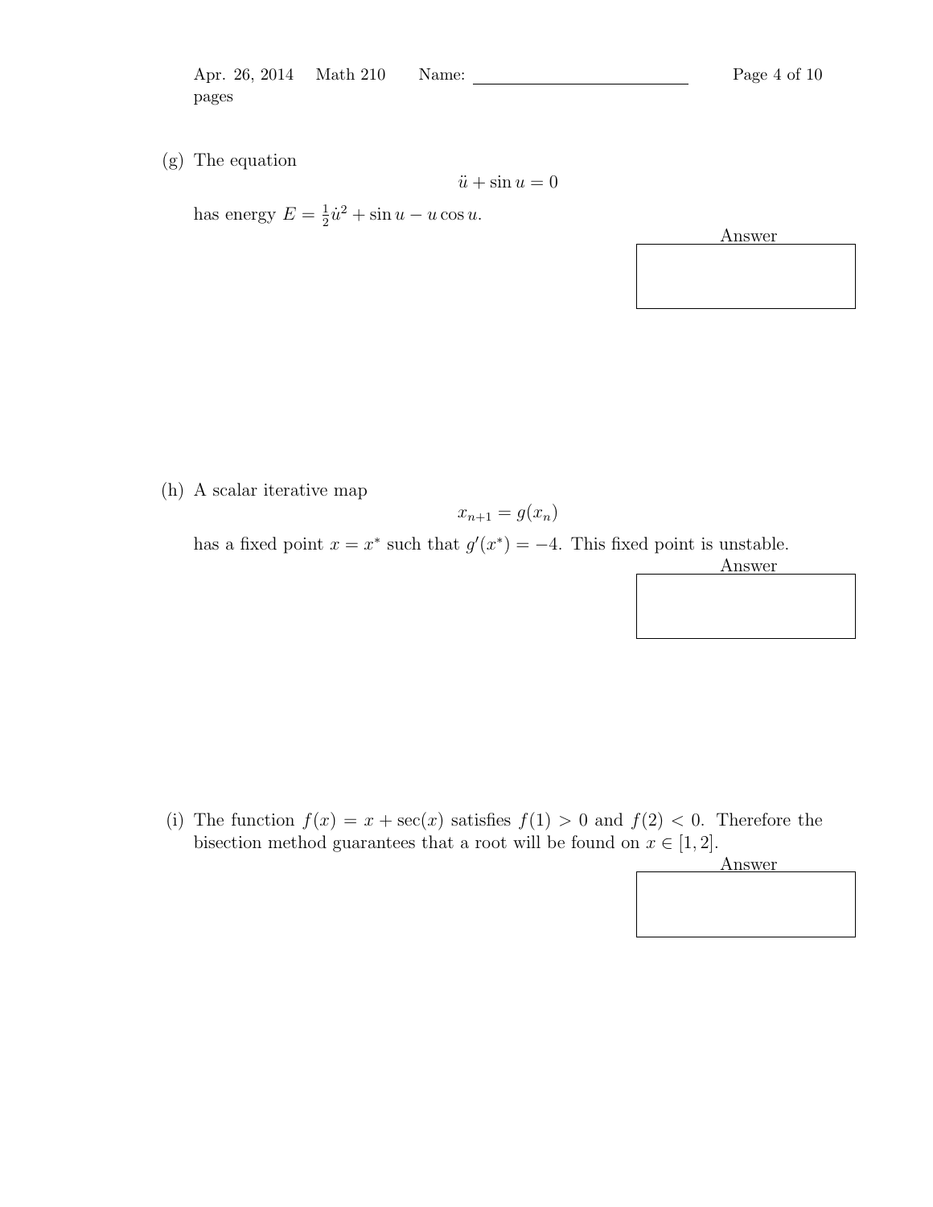(g) The equation

$$\ddot{u} + \sin u = 0$$

has energy $E = \frac{1}{2}\dot{u}^2 + \sin u - u\cos u$.

Answer

(h) A scalar iterative map

$$x_{n+1} = g(x_n)$$

has a fixed point $x = x^*$ such that $g'(x^*) = -4$. This fixed point is unstable.

Answer

(i) The function $f(x) = x + \sec(x)$ satisfies $f(1) > 0$ and $f(2) < 0$. Therefore the bisection method guarantees that a root will be found on $x \in [1, 2]$.

Answer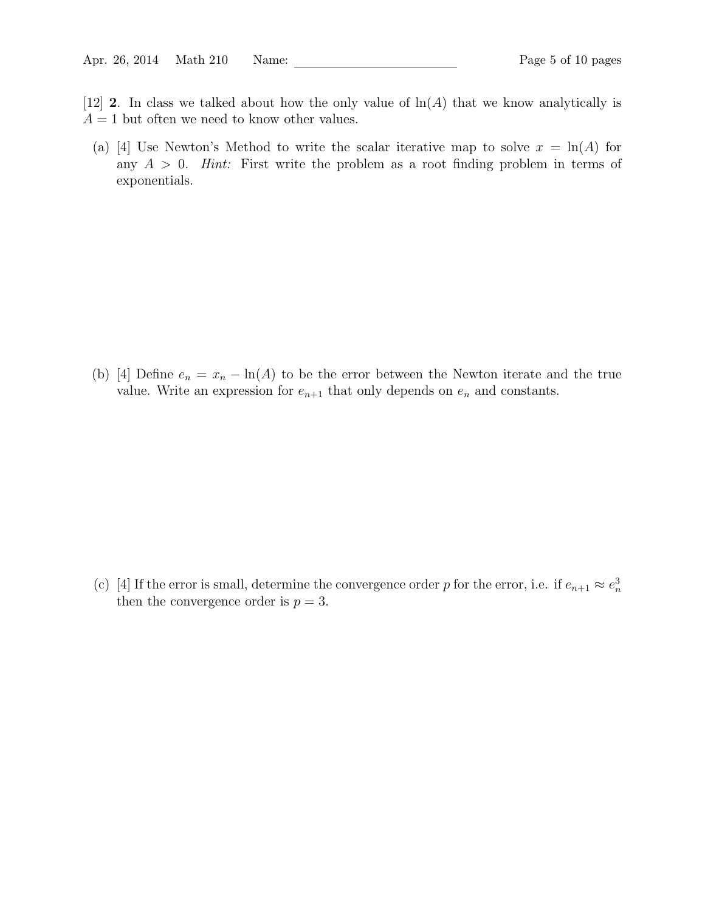[12] **2**. In class we talked about how the only value of $\ln(A)$ that we know analytically is $A = 1$ but often we need to know other values.

(a) [4] Use Newton's Method to write the scalar iterative map to solve $x = \ln(A)$ for any $A > 0$. *Hint:* First write the problem as a root finding problem in terms of exponentials.

(b) [4] Define $e_n = x_n - \ln(A)$ to be the error between the Newton iterate and the true value. Write an expression for $e_{n+1}$ that only depends on $e_n$ and constants.

(c) [4] If the error is small, determine the convergence order $p$ for the error, i.e. if $e_{n+1} \approx e_n^3$ then the convergence order is $p = 3$.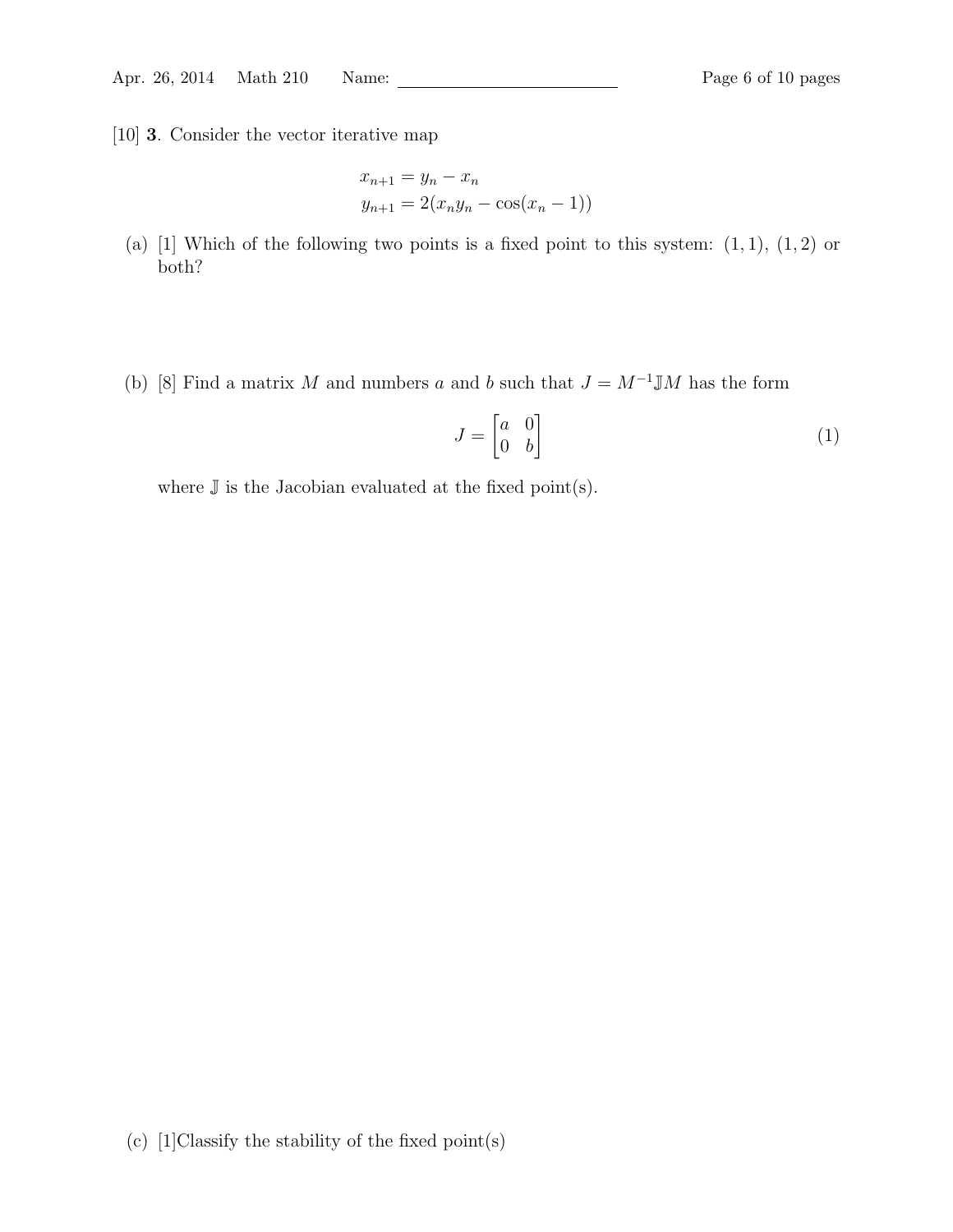[10] **3**. Consider the vector iterative map

$$x_{n+1} = y_n - x_n$$
$$y_{n+1} = 2(x_n y_n - \cos(x_n - 1))$$

(a) [1] Which of the following two points is a fixed point to this system: $(1, 1)$, $(1, 2)$ or both?

(b) [8] Find a matrix $M$ and numbers $a$ and $b$ such that $J = M^{-1}\mathbb{J}M$ has the form

$$J = \begin{bmatrix} a & 0 \\ 0 & b \end{bmatrix} \tag{1}$$

where $\mathbb{J}$ is the Jacobian evaluated at the fixed point(s).

(c) [1]Classify the stability of the fixed point(s)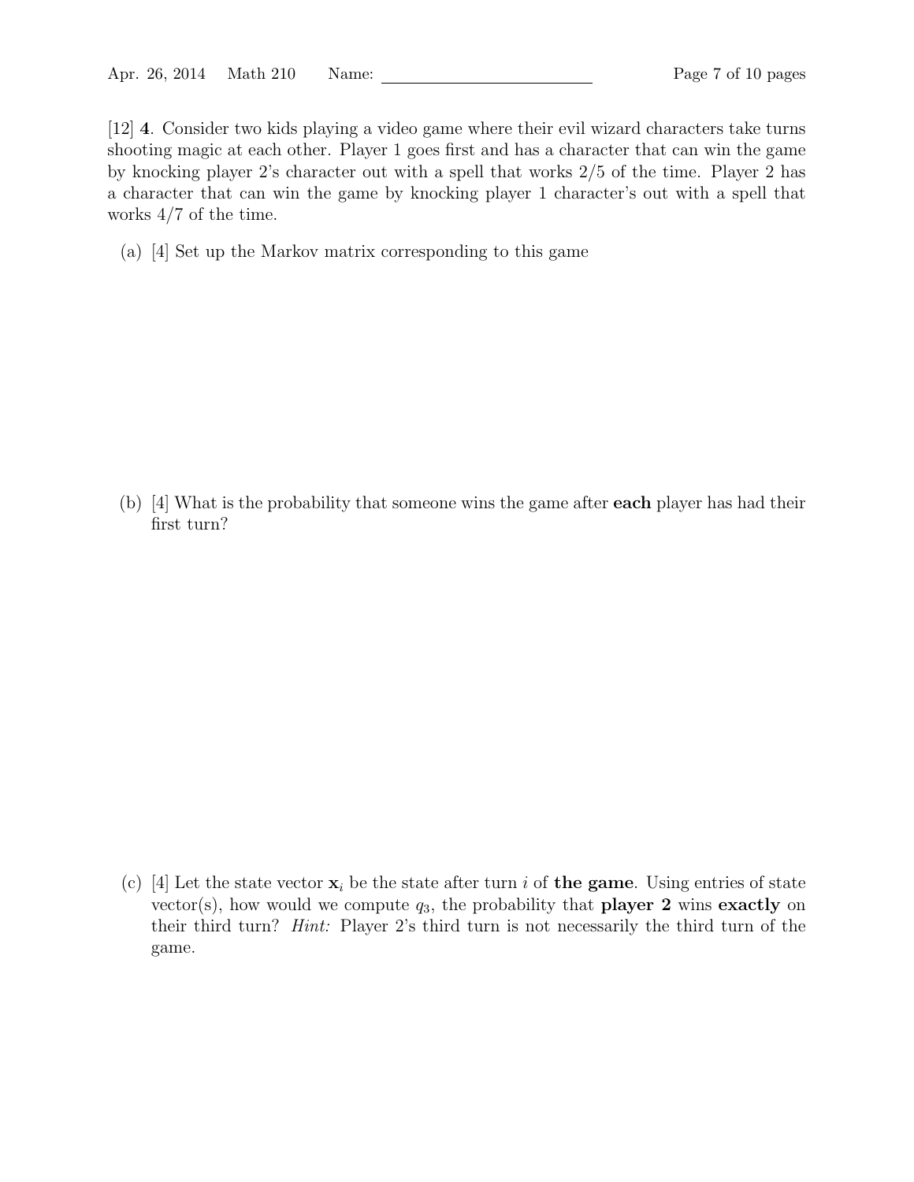[12] **4**. Consider two kids playing a video game where their evil wizard characters take turns shooting magic at each other. Player 1 goes first and has a character that can win the game by knocking player 2's character out with a spell that works 2/5 of the time. Player 2 has a character that can win the game by knocking player 1 character's out with a spell that works 4/7 of the time.

(a) [4] Set up the Markov matrix corresponding to this game

(b) [4] What is the probability that someone wins the game after **each** player has had their first turn?

(c) [4] Let the state vector $\mathbf{x}_i$ be the state after turn $i$ of **the game**. Using entries of state vector(s), how would we compute $q_3$, the probability that **player 2** wins **exactly** on their third turn? *Hint:* Player 2's third turn is not necessarily the third turn of the game.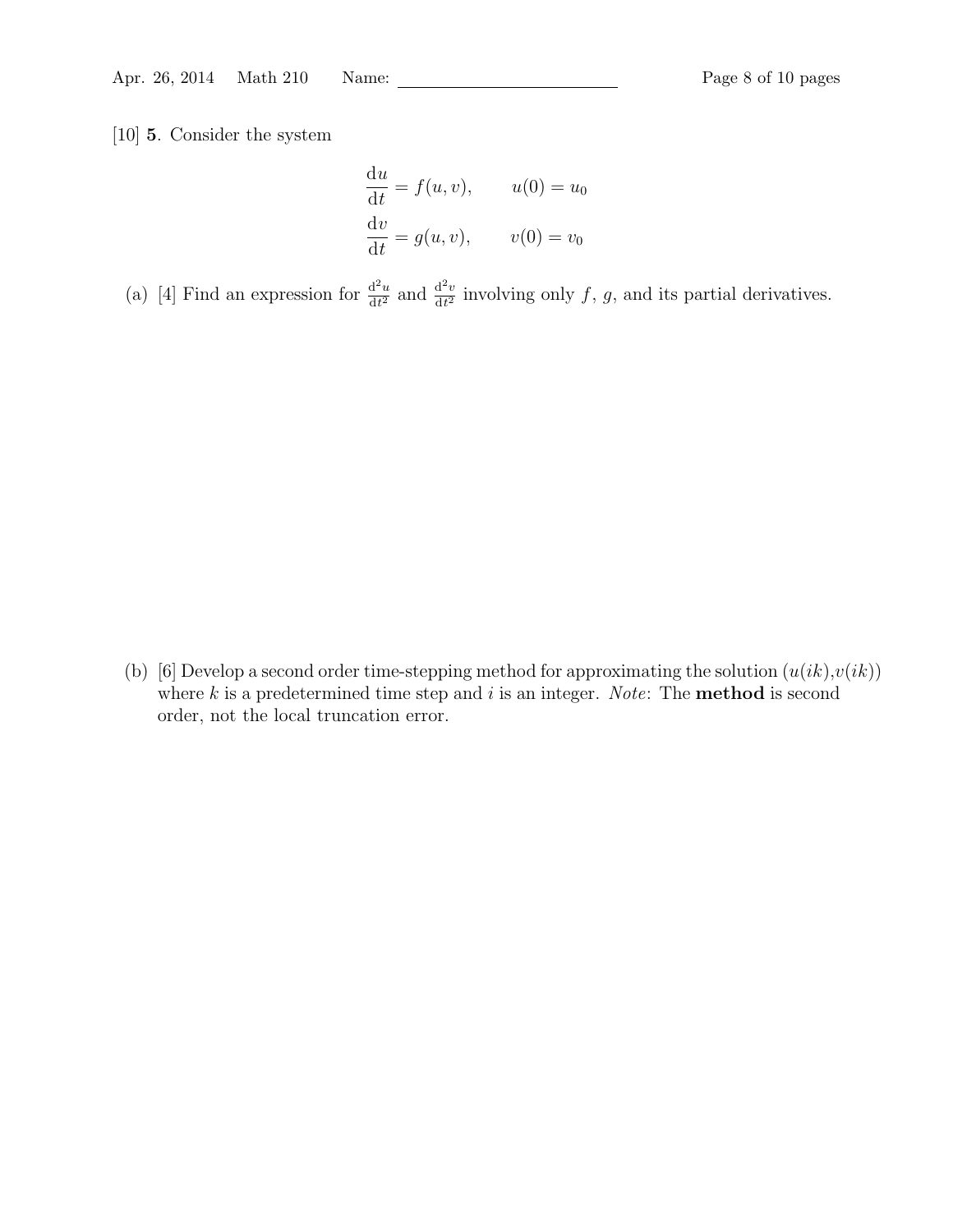[10] **5**. Consider the system

$$\frac{\mathrm{d}u}{\mathrm{d}t} = f(u, v), \qquad u(0) = u_0$$

$$\frac{\mathrm{d}v}{\mathrm{d}t} = g(u, v), \qquad v(0) = v_0$$

(a) [4] Find an expression for $\frac{\mathrm{d}^2u}{\mathrm{d}t^2}$ and $\frac{\mathrm{d}^2v}{\mathrm{d}t^2}$ involving only $f$, $g$, and its partial derivatives.

(b) [6] Develop a second order time-stepping method for approximating the solution $(u(ik),v(ik))$ where $k$ is a predetermined time step and $i$ is an integer. *Note*: The **method** is second order, not the local truncation error.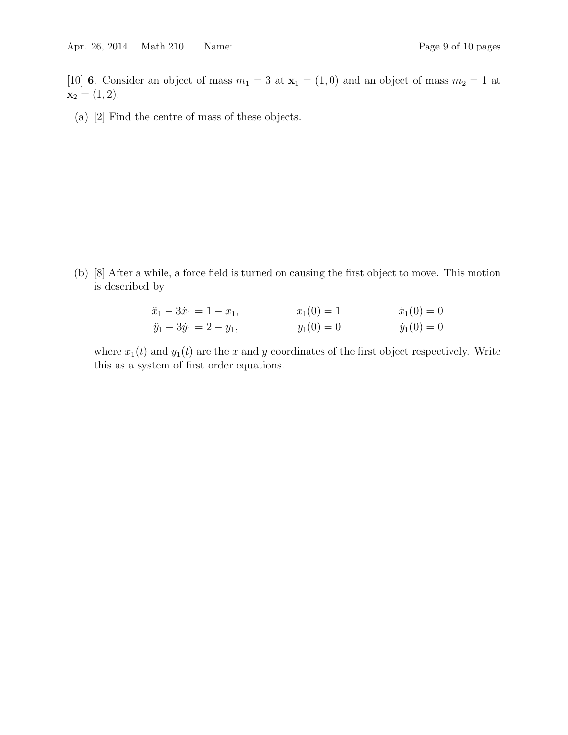[10] **6**. Consider an object of mass $m_1 = 3$ at $\mathbf{x}_1 = (1, 0)$ and an object of mass $m_2 = 1$ at $\mathbf{x}_2 = (1, 2)$.

(a) [2] Find the centre of mass of these objects.

(b) [8] After a while, a force field is turned on causing the first object to move. This motion is described by

$$
\begin{aligned}
\ddot{x}_1 - 3\dot{x}_1 &= 1 - x_1, \qquad & x_1(0) &= 1 \qquad & \dot{x}_1(0) &= 0 \\
\ddot{y}_1 - 3\dot{y}_1 &= 2 - y_1, \qquad & y_1(0) &= 0 \qquad & \dot{y}_1(0) &= 0
\end{aligned}
$$

where $x_1(t)$ and $y_1(t)$ are the $x$ and $y$ coordinates of the first object respectively. Write this as a system of first order equations.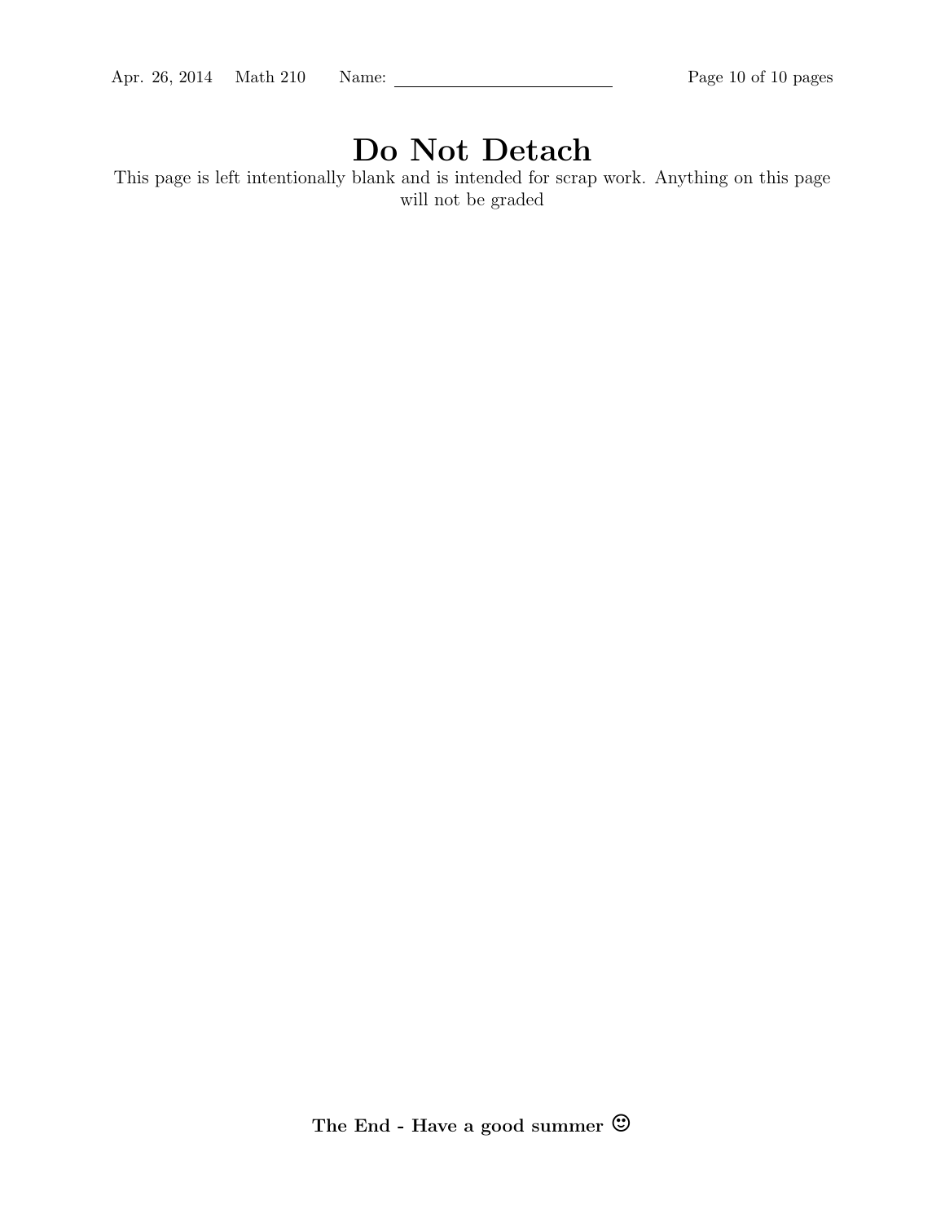# Do Not Detach

This page is left intentionally blank and is intended for scrap work. Anything on this page will not be graded

**The End - Have a good summer ☺**